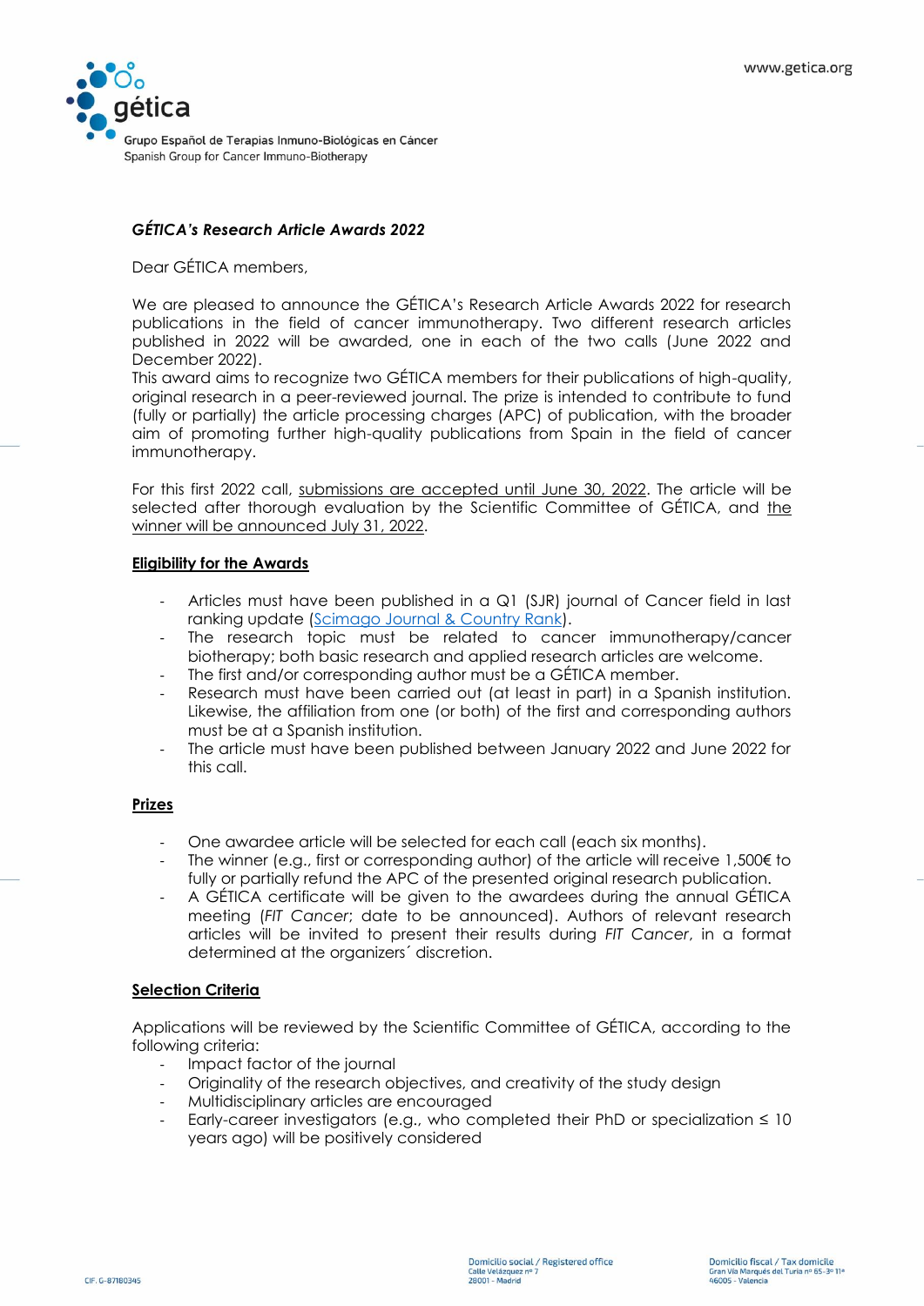gética

Grupo Español de Terapias Inmuno-Biológicas en Cáncer
Spanish Group for Cancer Immuno-Biotherapy

***GÉTICA's Research Article Awards 2022***

Dear GÉTICA members,

We are pleased to announce the GÉTICA's Research Article Awards 2022 for research publications in the field of cancer immunotherapy. Two different research articles published in 2022 will be awarded, one in each of the two calls (June 2022 and December 2022).
This award aims to recognize two GÉTICA members for their publications of high-quality, original research in a peer-reviewed journal. The prize is intended to contribute to fund (fully or partially) the article processing charges (APC) of publication, with the broader aim of promoting further high-quality publications from Spain in the field of cancer immunotherapy.

For this first 2022 call, <u>submissions are accepted until June 30, 2022</u>. The article will be selected after thorough evaluation by the Scientific Committee of GÉTICA, and <u>the winner will be announced July 31, 2022</u>.

## <u>Eligibility for the Awards</u>

- Articles must have been published in a Q1 (SJR) journal of Cancer field in last ranking update (Scimago Journal & Country Rank).
- The research topic must be related to cancer immunotherapy/cancer biotherapy; both basic research and applied research articles are welcome.
- The first and/or corresponding author must be a GÉTICA member.
- Research must have been carried out (at least in part) in a Spanish institution. Likewise, the affiliation from one (or both) of the first and corresponding authors must be at a Spanish institution.
- The article must have been published between January 2022 and June 2022 for this call.

## <u>Prizes</u>

- One awardee article will be selected for each call (each six months).
- The winner (e.g., first or corresponding author) of the article will receive 1,500€ to fully or partially refund the APC of the presented original research publication.
- A GÉTICA certificate will be given to the awardees during the annual GÉTICA meeting (*FIT Cancer*; date to be announced). Authors of relevant research articles will be invited to present their results during *FIT Cancer*, in a format determined at the organizers´ discretion.

## <u>Selection Criteria</u>

Applications will be reviewed by the Scientific Committee of GÉTICA, according to the following criteria:

- Impact factor of the journal
- Originality of the research objectives, and creativity of the study design
- Multidisciplinary articles are encouraged
- Early-career investigators (e.g., who completed their PhD or specialization ≤ 10 years ago) will be positively considered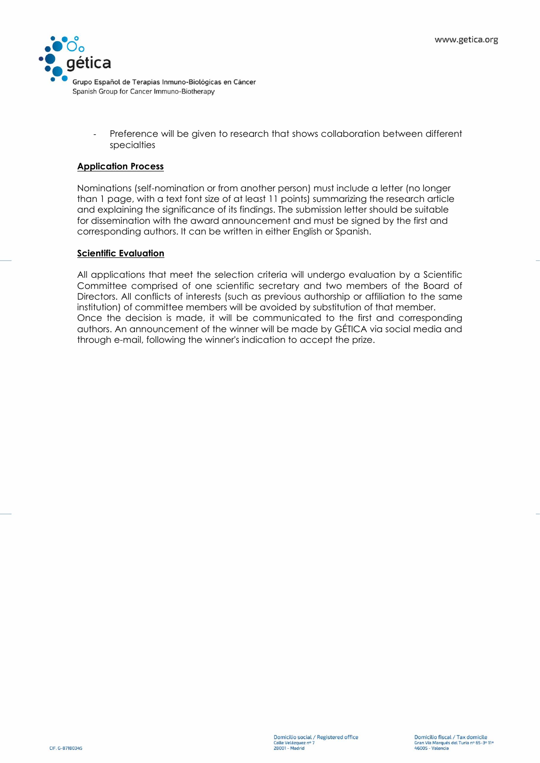- Preference will be given to research that shows collaboration between different specialties

## Application Process

Nominations (self-nomination or from another person) must include a letter (no longer than 1 page, with a text font size of at least 11 points) summarizing the research article and explaining the significance of its findings. The submission letter should be suitable for dissemination with the award announcement and must be signed by the first and corresponding authors. It can be written in either English or Spanish.

## Scientific Evaluation

All applications that meet the selection criteria will undergo evaluation by a Scientific Committee comprised of one scientific secretary and two members of the Board of Directors. All conflicts of interests (such as previous authorship or affiliation to the same institution) of committee members will be avoided by substitution of that member.
Once the decision is made, it will be communicated to the first and corresponding authors. An announcement of the winner will be made by GÉTICA via social media and through e-mail, following the winner's indication to accept the prize.